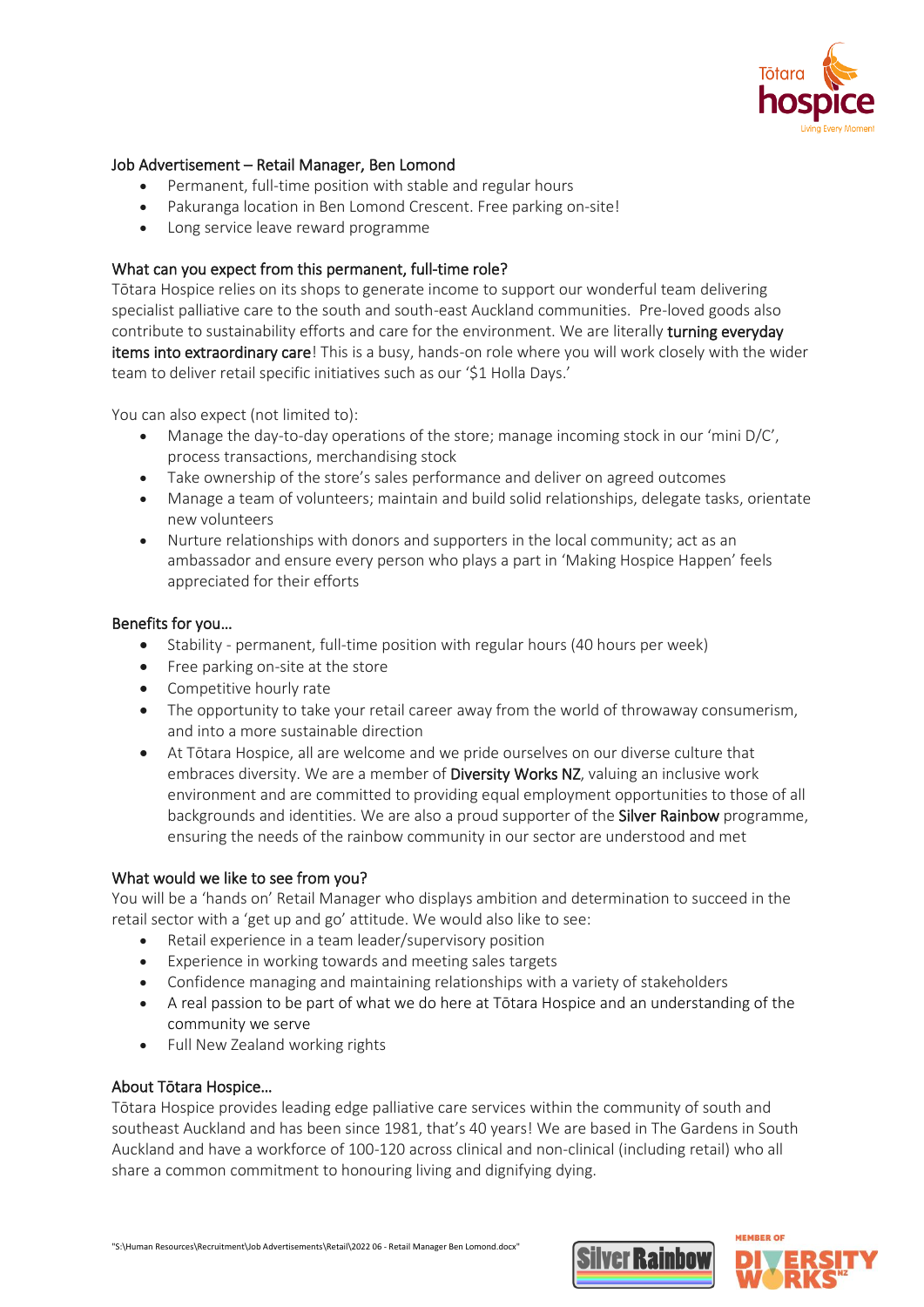## Job Advertisement – Retail Manager, Ben Lomond

- Permanent, full-time position with stable and regular hours
- Pakuranga location in Ben Lomond Crescent. Free parking on-site!
- Long service leave reward programme

### What can you expect from this permanent, full-time role?

Tōtara Hospice relies on its shops to generate income to support our wonderful team delivering specialist palliative care to the south and south-east Auckland communities. Pre-loved goods also contribute to sustainability efforts and care for the environment. We are literally **turning everyday items into extraordinary care**! This is a busy, hands-on role where you will work closely with the wider team to deliver retail specific initiatives such as our '$1 Holla Days.'

You can also expect (not limited to):

- Manage the day-to-day operations of the store; manage incoming stock in our 'mini D/C', process transactions, merchandising stock
- Take ownership of the store's sales performance and deliver on agreed outcomes
- Manage a team of volunteers; maintain and build solid relationships, delegate tasks, orientate new volunteers
- Nurture relationships with donors and supporters in the local community; act as an ambassador and ensure every person who plays a part in 'Making Hospice Happen' feels appreciated for their efforts

### Benefits for you…

- Stability - permanent, full-time position with regular hours (40 hours per week)
- Free parking on-site at the store
- Competitive hourly rate
- The opportunity to take your retail career away from the world of throwaway consumerism, and into a more sustainable direction
- At Tōtara Hospice, all are welcome and we pride ourselves on our diverse culture that embraces diversity. We are a member of **Diversity Works NZ**, valuing an inclusive work environment and are committed to providing equal employment opportunities to those of all backgrounds and identities. We are also a proud supporter of the **Silver Rainbow** programme, ensuring the needs of the rainbow community in our sector are understood and met

### What would we like to see from you?

You will be a 'hands on' Retail Manager who displays ambition and determination to succeed in the retail sector with a 'get up and go' attitude. We would also like to see:

- Retail experience in a team leader/supervisory position
- Experience in working towards and meeting sales targets
- Confidence managing and maintaining relationships with a variety of stakeholders
- A real passion to be part of what we do here at Tōtara Hospice and an understanding of the community we serve
- Full New Zealand working rights

### About Tōtara Hospice…

Tōtara Hospice provides leading edge palliative care services within the community of south and southeast Auckland and has been since 1981, that's 40 years! We are based in The Gardens in South Auckland and have a workforce of 100-120 across clinical and non-clinical (including retail) who all share a common commitment to honouring living and dignifying dying.

"S:\Human Resources\Recruitment\Job Advertisements\Retail\2022 06 - Retail Manager Ben Lomond.docx"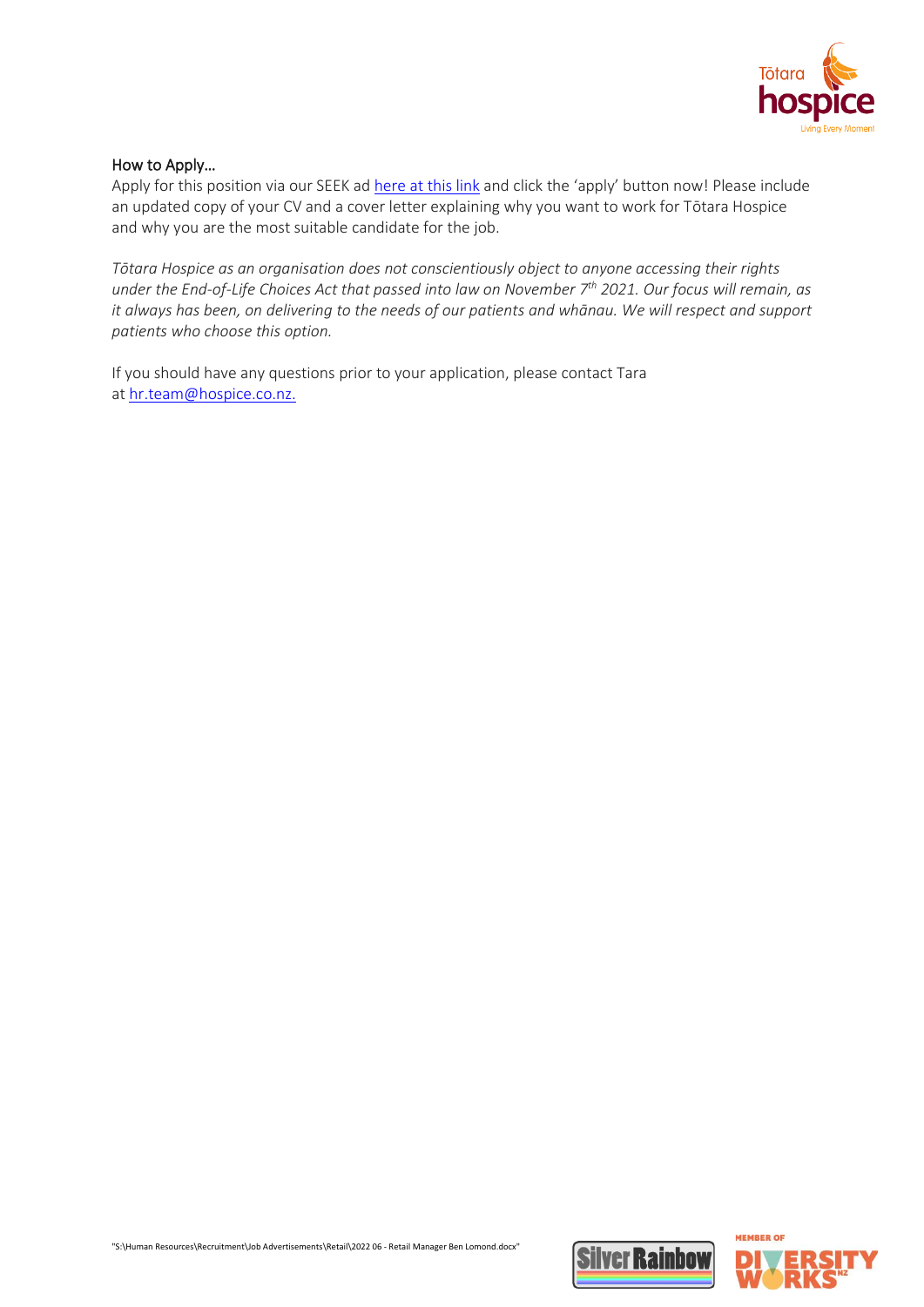## How to Apply…

Apply for this position via our SEEK ad here at this link and click the 'apply' button now! Please include an updated copy of your CV and a cover letter explaining why you want to work for Tōtara Hospice and why you are the most suitable candidate for the job.

*Tōtara Hospice as an organisation does not conscientiously object to anyone accessing their rights under the End-of-Life Choices Act that passed into law on November 7th 2021. Our focus will remain, as it always has been, on delivering to the needs of our patients and whānau. We will respect and support patients who choose this option.*

If you should have any questions prior to your application, please contact Tara at hr.team@hospice.co.nz.